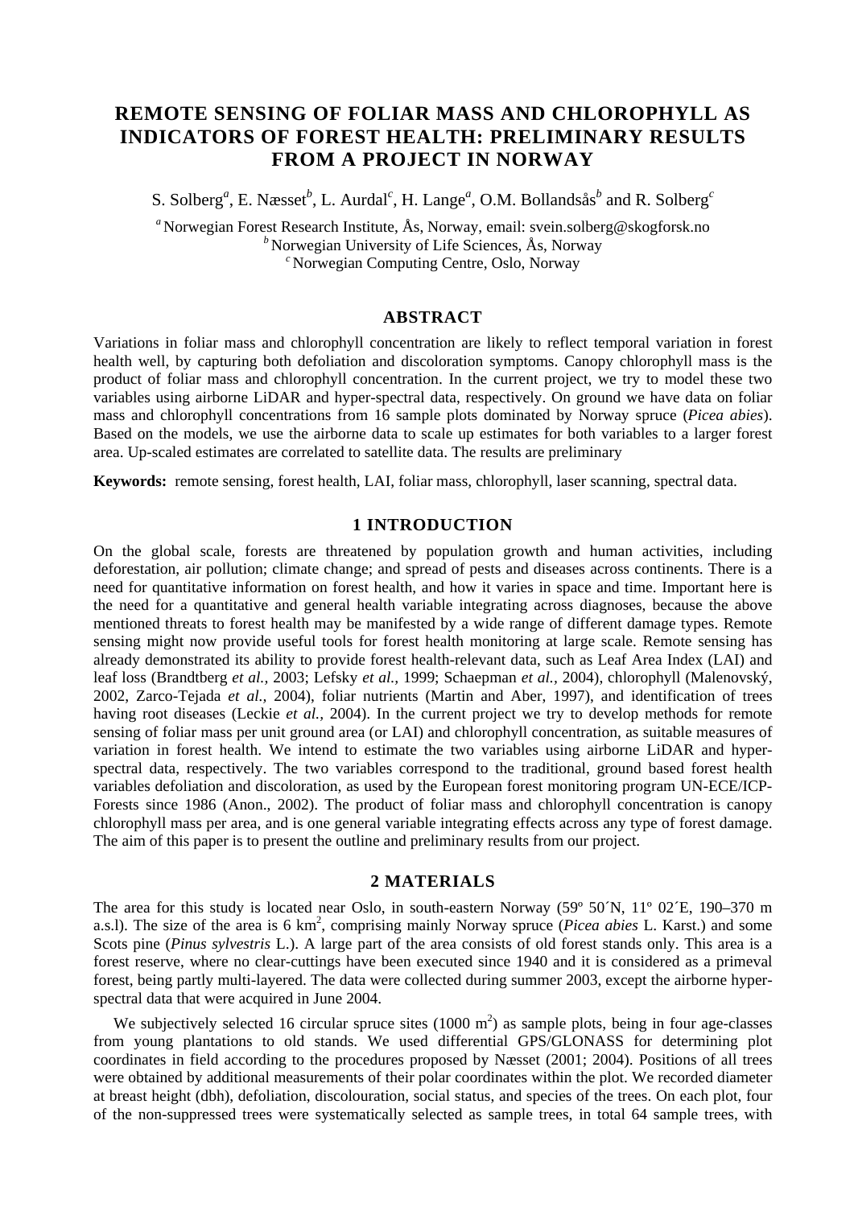# REMOTE SENSING OF FOLIAR MASS AND CHLOROPHYLL AS INDICATORS OF FOREST HEALTH: PRELIMINARY RESULTS FROM A PROJECT IN NORWAY

S. Solberg[a], E. Næsset[b], L. Aurdal[c], H. Lange[a], O.M. Bollandsås[b] and R. Solberg[c]

[a] Norwegian Forest Research Institute, Ås, Norway, email: svein.solberg@skogforsk.no
[b] Norwegian University of Life Sciences, Ås, Norway
[c] Norwegian Computing Centre, Oslo, Norway

## ABSTRACT

Variations in foliar mass and chlorophyll concentration are likely to reflect temporal variation in forest health well, by capturing both defoliation and discoloration symptoms. Canopy chlorophyll mass is the product of foliar mass and chlorophyll concentration. In the current project, we try to model these two variables using airborne LiDAR and hyper-spectral data, respectively. On ground we have data on foliar mass and chlorophyll concentrations from 16 sample plots dominated by Norway spruce (*Picea abies*). Based on the models, we use the airborne data to scale up estimates for both variables to a larger forest area. Up-scaled estimates are correlated to satellite data. The results are preliminary

**Keywords:** remote sensing, forest health, LAI, foliar mass, chlorophyll, laser scanning, spectral data.

## 1 INTRODUCTION

On the global scale, forests are threatened by population growth and human activities, including deforestation, air pollution; climate change; and spread of pests and diseases across continents. There is a need for quantitative information on forest health, and how it varies in space and time. Important here is the need for a quantitative and general health variable integrating across diagnoses, because the above mentioned threats to forest health may be manifested by a wide range of different damage types. Remote sensing might now provide useful tools for forest health monitoring at large scale. Remote sensing has already demonstrated its ability to provide forest health-relevant data, such as Leaf Area Index (LAI) and leaf loss (Brandtberg *et al.,* 2003; Lefsky *et al.,* 1999; Schaepman *et al.,* 2004), chlorophyll (Malenovský, 2002, Zarco-Tejada *et al.,* 2004), foliar nutrients (Martin and Aber, 1997), and identification of trees having root diseases (Leckie *et al.,* 2004). In the current project we try to develop methods for remote sensing of foliar mass per unit ground area (or LAI) and chlorophyll concentration, as suitable measures of variation in forest health. We intend to estimate the two variables using airborne LiDAR and hyper-spectral data, respectively. The two variables correspond to the traditional, ground based forest health variables defoliation and discoloration, as used by the European forest monitoring program UN-ECE/ICP-Forests since 1986 (Anon., 2002). The product of foliar mass and chlorophyll concentration is canopy chlorophyll mass per area, and is one general variable integrating effects across any type of forest damage. The aim of this paper is to present the outline and preliminary results from our project.

## 2 MATERIALS

The area for this study is located near Oslo, in south-eastern Norway (59º 50´N, 11º 02´E, 190–370 m a.s.l). The size of the area is 6 km$^2$, comprising mainly Norway spruce (*Picea abies* L. Karst.) and some Scots pine (*Pinus sylvestris* L.). A large part of the area consists of old forest stands only. This area is a forest reserve, where no clear-cuttings have been executed since 1940 and it is considered as a primeval forest, being partly multi-layered. The data were collected during summer 2003, except the airborne hyper-spectral data that were acquired in June 2004.

We subjectively selected 16 circular spruce sites (1000 m$^2$) as sample plots, being in four age-classes from young plantations to old stands. We used differential GPS/GLONASS for determining plot coordinates in field according to the procedures proposed by Næsset (2001; 2004). Positions of all trees were obtained by additional measurements of their polar coordinates within the plot. We recorded diameter at breast height (dbh), defoliation, discolouration, social status, and species of the trees. On each plot, four of the non-suppressed trees were systematically selected as sample trees, in total 64 sample trees, with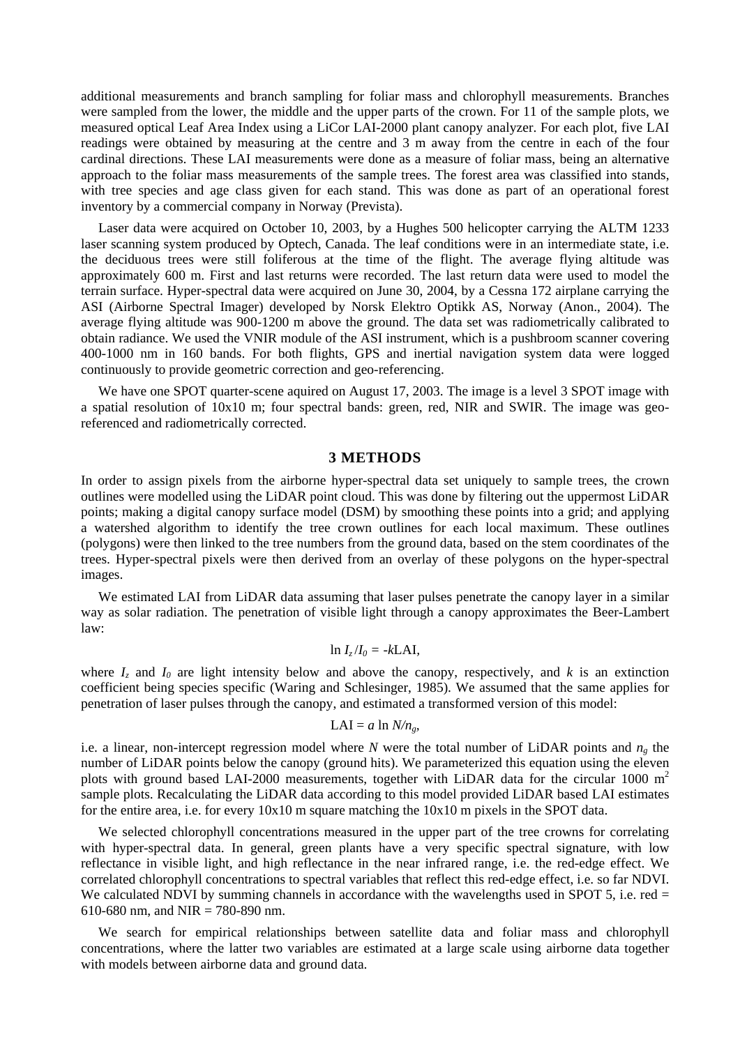additional measurements and branch sampling for foliar mass and chlorophyll measurements. Branches were sampled from the lower, the middle and the upper parts of the crown. For 11 of the sample plots, we measured optical Leaf Area Index using a LiCor LAI-2000 plant canopy analyzer. For each plot, five LAI readings were obtained by measuring at the centre and 3 m away from the centre in each of the four cardinal directions. These LAI measurements were done as a measure of foliar mass, being an alternative approach to the foliar mass measurements of the sample trees. The forest area was classified into stands, with tree species and age class given for each stand. This was done as part of an operational forest inventory by a commercial company in Norway (Prevista).

Laser data were acquired on October 10, 2003, by a Hughes 500 helicopter carrying the ALTM 1233 laser scanning system produced by Optech, Canada. The leaf conditions were in an intermediate state, i.e. the deciduous trees were still foliferous at the time of the flight. The average flying altitude was approximately 600 m. First and last returns were recorded. The last return data were used to model the terrain surface. Hyper-spectral data were acquired on June 30, 2004, by a Cessna 172 airplane carrying the ASI (Airborne Spectral Imager) developed by Norsk Elektro Optikk AS, Norway (Anon., 2004). The average flying altitude was 900-1200 m above the ground. The data set was radiometrically calibrated to obtain radiance. We used the VNIR module of the ASI instrument, which is a pushbroom scanner covering 400-1000 nm in 160 bands. For both flights, GPS and inertial navigation system data were logged continuously to provide geometric correction and geo-referencing.

We have one SPOT quarter-scene aquired on August 17, 2003. The image is a level 3 SPOT image with a spatial resolution of 10x10 m; four spectral bands: green, red, NIR and SWIR. The image was geo-referenced and radiometrically corrected.

## 3 METHODS

In order to assign pixels from the airborne hyper-spectral data set uniquely to sample trees, the crown outlines were modelled using the LiDAR point cloud. This was done by filtering out the uppermost LiDAR points; making a digital canopy surface model (DSM) by smoothing these points into a grid; and applying a watershed algorithm to identify the tree crown outlines for each local maximum. These outlines (polygons) were then linked to the tree numbers from the ground data, based on the stem coordinates of the trees. Hyper-spectral pixels were then derived from an overlay of these polygons on the hyper-spectral images.

We estimated LAI from LiDAR data assuming that laser pulses penetrate the canopy layer in a similar way as solar radiation. The penetration of visible light through a canopy approximates the Beer-Lambert law:

$$\ln I_z / I_0 = -k\text{LAI},$$

where $I_z$ and $I_0$ are light intensity below and above the canopy, respectively, and $k$ is an extinction coefficient being species specific (Waring and Schlesinger, 1985). We assumed that the same applies for penetration of laser pulses through the canopy, and estimated a transformed version of this model:

$$\text{LAI} = a \ln N/n_g,$$

i.e. a linear, non-intercept regression model where $N$ were the total number of LiDAR points and $n_g$ the number of LiDAR points below the canopy (ground hits). We parameterized this equation using the eleven plots with ground based LAI-2000 measurements, together with LiDAR data for the circular 1000 $m^2$ sample plots. Recalculating the LiDAR data according to this model provided LiDAR based LAI estimates for the entire area, i.e. for every 10x10 m square matching the 10x10 m pixels in the SPOT data.

We selected chlorophyll concentrations measured in the upper part of the tree crowns for correlating with hyper-spectral data. In general, green plants have a very specific spectral signature, with low reflectance in visible light, and high reflectance in the near infrared range, i.e. the red-edge effect. We correlated chlorophyll concentrations to spectral variables that reflect this red-edge effect, i.e. so far NDVI. We calculated NDVI by summing channels in accordance with the wavelengths used in SPOT 5, i.e. red = 610-680 nm, and NIR = 780-890 nm.

We search for empirical relationships between satellite data and foliar mass and chlorophyll concentrations, where the latter two variables are estimated at a large scale using airborne data together with models between airborne data and ground data.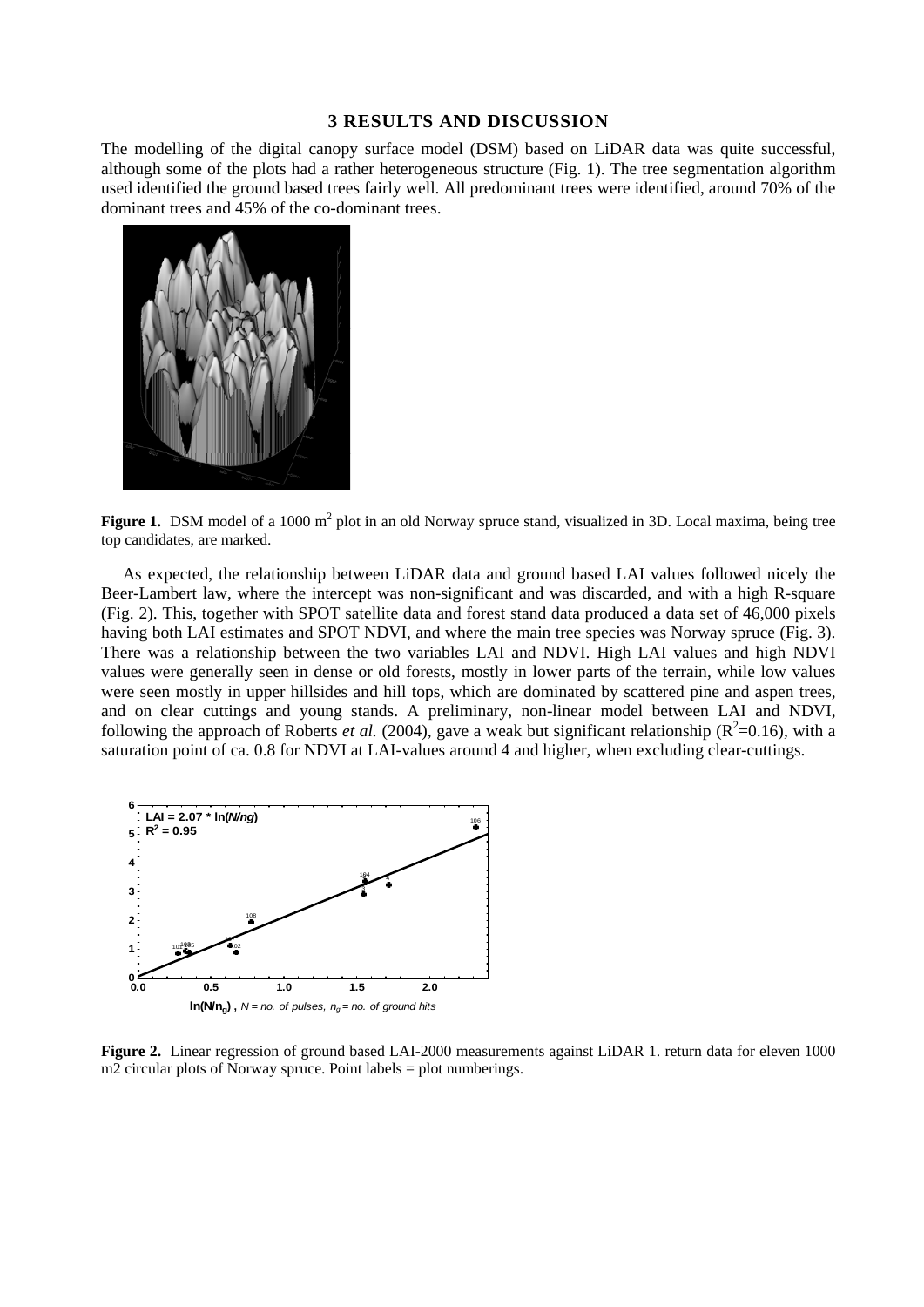## 3 RESULTS AND DISCUSSION

The modelling of the digital canopy surface model (DSM) based on LiDAR data was quite successful, although some of the plots had a rather heterogeneous structure (Fig. 1). The tree segmentation algorithm used identified the ground based trees fairly well. All predominant trees were identified, around 70% of the dominant trees and 45% of the co-dominant trees.

**Figure 1.** DSM model of a 1000 $m^2$ plot in an old Norway spruce stand, visualized in 3D. Local maxima, being tree top candidates, are marked.

As expected, the relationship between LiDAR data and ground based LAI values followed nicely the Beer-Lambert law, where the intercept was non-significant and was discarded, and with a high R-square (Fig. 2). This, together with SPOT satellite data and forest stand data produced a data set of 46,000 pixels having both LAI estimates and SPOT NDVI, and where the main tree species was Norway spruce (Fig. 3). There was a relationship between the two variables LAI and NDVI. High LAI values and high NDVI values were generally seen in dense or old forests, mostly in lower parts of the terrain, while low values were seen mostly in upper hillsides and hill tops, which are dominated by scattered pine and aspen trees, and on clear cuttings and young stands. A preliminary, non-linear model between LAI and NDVI, following the approach of Roberts *et al.* (2004), gave a weak but significant relationship ($R^2$=0.16), with a saturation point of ca. 0.8 for NDVI at LAI-values around 4 and higher, when excluding clear-cuttings.

**Figure 2.** Linear regression of ground based LAI-2000 measurements against LiDAR 1. return data for eleven 1000 m2 circular plots of Norway spruce. Point labels = plot numberings.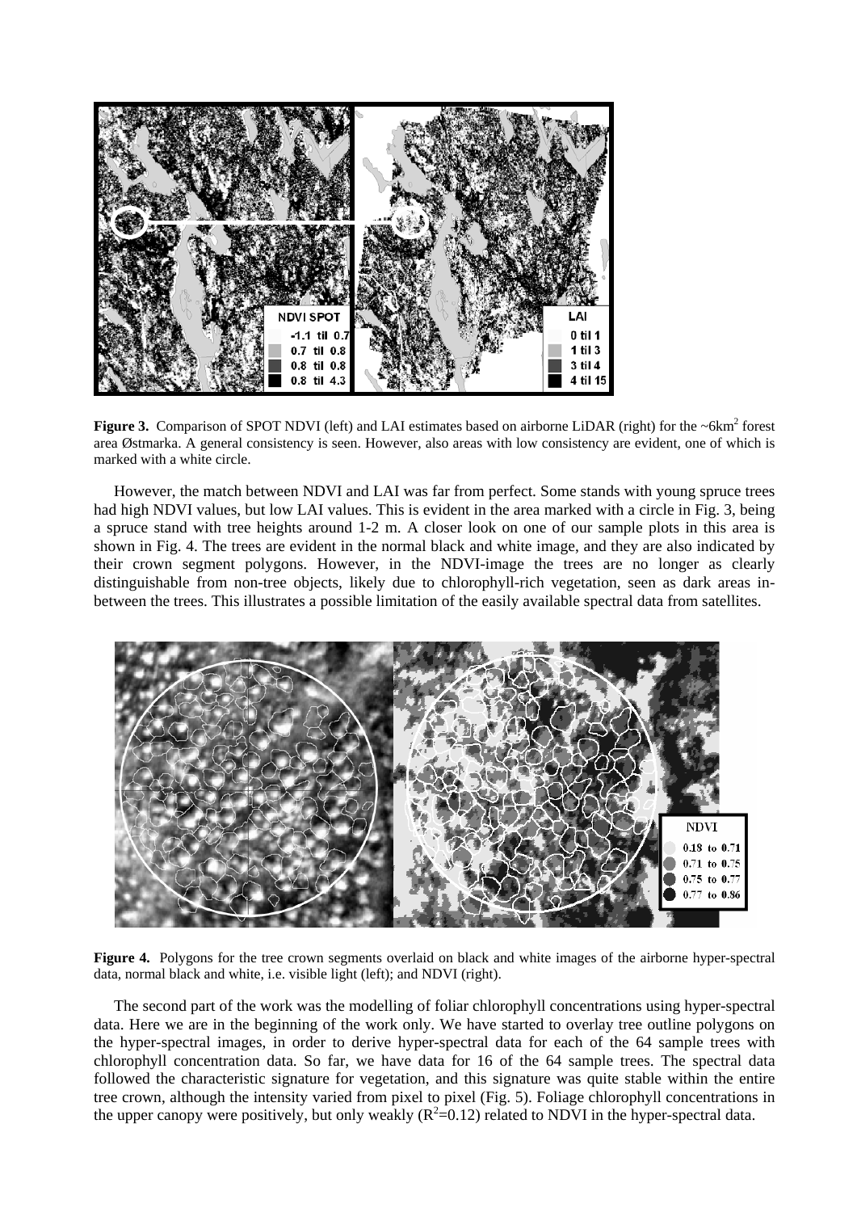**Figure 3.** Comparison of SPOT NDVI (left) and LAI estimates based on airborne LiDAR (right) for the ~6km$^2$ forest area Østmarka. A general consistency is seen. However, also areas with low consistency are evident, one of which is marked with a white circle.

However, the match between NDVI and LAI was far from perfect. Some stands with young spruce trees had high NDVI values, but low LAI values. This is evident in the area marked with a circle in Fig. 3, being a spruce stand with tree heights around 1-2 m. A closer look on one of our sample plots in this area is shown in Fig. 4. The trees are evident in the normal black and white image, and they are also indicated by their crown segment polygons. However, in the NDVI-image the trees are no longer as clearly distinguishable from non-tree objects, likely due to chlorophyll-rich vegetation, seen as dark areas in-between the trees. This illustrates a possible limitation of the easily available spectral data from satellites.

**Figure 4.** Polygons for the tree crown segments overlaid on black and white images of the airborne hyper-spectral data, normal black and white, i.e. visible light (left); and NDVI (right).

The second part of the work was the modelling of foliar chlorophyll concentrations using hyper-spectral data. Here we are in the beginning of the work only. We have started to overlay tree outline polygons on the hyper-spectral images, in order to derive hyper-spectral data for each of the 64 sample trees with chlorophyll concentration data. So far, we have data for 16 of the 64 sample trees. The spectral data followed the characteristic signature for vegetation, and this signature was quite stable within the entire tree crown, although the intensity varied from pixel to pixel (Fig. 5). Foliage chlorophyll concentrations in the upper canopy were positively, but only weakly ($R^2$=0.12) related to NDVI in the hyper-spectral data.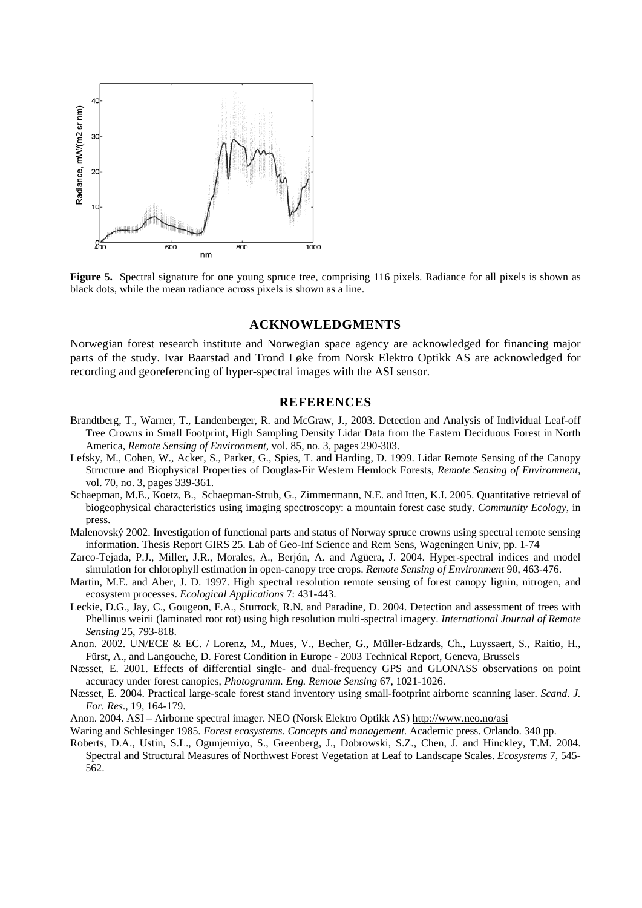Radiance, mW/(m2 sr nm)

40
30
20
10
0
400
600
800
1000
nm

**Figure 5.** Spectral signature for one young spruce tree, comprising 116 pixels. Radiance for all pixels is shown as black dots, while the mean radiance across pixels is shown as a line.

## ACKNOWLEDGMENTS

Norwegian forest research institute and Norwegian space agency are acknowledged for financing major parts of the study. Ivar Baarstad and Trond Løke from Norsk Elektro Optikk AS are acknowledged for recording and georeferencing of hyper-spectral images with the ASI sensor.

## REFERENCES

Brandtberg, T., Warner, T., Landenberger, R. and McGraw, J., 2003. Detection and Analysis of Individual Leaf-off Tree Crowns in Small Footprint, High Sampling Density Lidar Data from the Eastern Deciduous Forest in North America, *Remote Sensing of Environment*, vol. 85, no. 3, pages 290-303.

Lefsky, M., Cohen, W., Acker, S., Parker, G., Spies, T. and Harding, D. 1999. Lidar Remote Sensing of the Canopy Structure and Biophysical Properties of Douglas-Fir Western Hemlock Forests, *Remote Sensing of Environment*, vol. 70, no. 3, pages 339-361.

Schaepman, M.E., Koetz, B., Schaepman-Strub, G., Zimmermann, N.E. and Itten, K.I. 2005. Quantitative retrieval of biogeophysical characteristics using imaging spectroscopy: a mountain forest case study. *Community Ecology*, in press.

Malenovský 2002. Investigation of functional parts and status of Norway spruce crowns using spectral remote sensing information. Thesis Report GIRS 25. Lab of Geo-Inf Science and Rem Sens, Wageningen Univ, pp. 1-74

Zarco-Tejada, P.J., Miller, J.R., Morales, A., Berjón, A. and Agüera, J. 2004. Hyper-spectral indices and model simulation for chlorophyll estimation in open-canopy tree crops. *Remote Sensing of Environment* 90, 463-476.

Martin, M.E. and Aber, J. D. 1997. High spectral resolution remote sensing of forest canopy lignin, nitrogen, and ecosystem processes. *Ecological Applications* 7: 431-443.

Leckie, D.G., Jay, C., Gougeon, F.A., Sturrock, R.N. and Paradine, D. 2004. Detection and assessment of trees with Phellinus weirii (laminated root rot) using high resolution multi-spectral imagery. *International Journal of Remote Sensing* 25, 793-818.

Anon. 2002. UN/ECE & EC. / Lorenz, M., Mues, V., Becher, G., Müller-Edzards, Ch., Luyssaert, S., Raitio, H., Fürst, A., and Langouche, D. Forest Condition in Europe - 2003 Technical Report, Geneva, Brussels

Næsset, E. 2001. Effects of differential single- and dual-frequency GPS and GLONASS observations on point accuracy under forest canopies, *Photogramm. Eng. Remote Sensing* 67, 1021-1026.

Næsset, E. 2004. Practical large-scale forest stand inventory using small-footprint airborne scanning laser. *Scand. J. For. Res*., 19, 164-179.

Anon. 2004. ASI – Airborne spectral imager. NEO (Norsk Elektro Optikk AS) http://www.neo.no/asi

Waring and Schlesinger 1985. *Forest ecosystems. Concepts and management.* Academic press. Orlando. 340 pp.

Roberts, D.A., Ustin, S.L., Ogunjemiyo, S., Greenberg, J., Dobrowski, S.Z., Chen, J. and Hinckley, T.M. 2004. Spectral and Structural Measures of Northwest Forest Vegetation at Leaf to Landscape Scales. *Ecosystems* 7, 545-562.